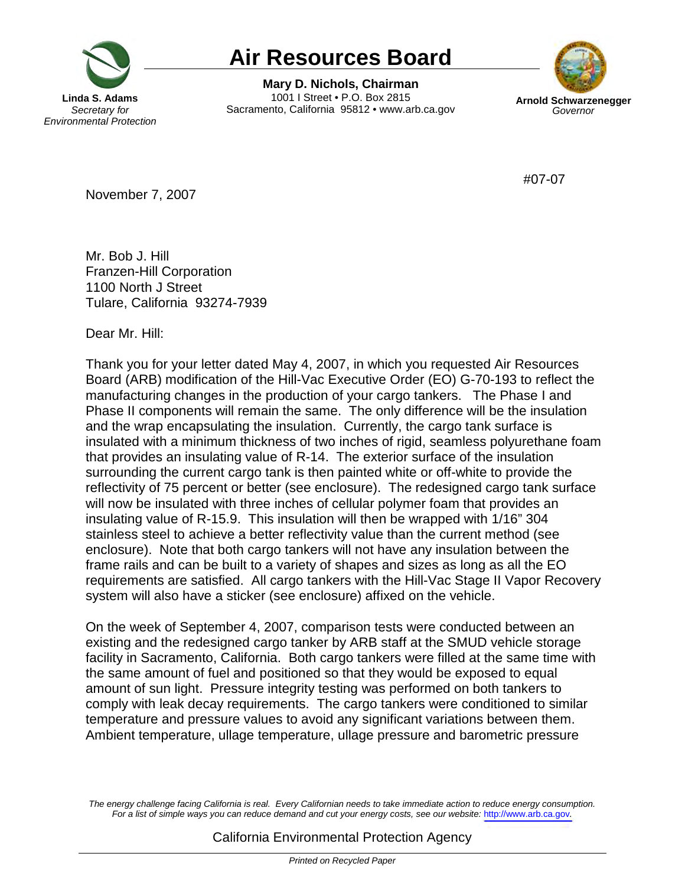# Air Resources Board

**Linda S. Adams**
*Secretary for Environmental Protection*

**Mary D. Nichols, Chairman**
1001 I Street • P.O. Box 2815
Sacramento, California 95812 • www.arb.ca.gov

**Arnold Schwarzenegger**
*Governor*

#07-07

November 7, 2007

Mr. Bob J. Hill
Franzen-Hill Corporation
1100 North J Street
Tulare, California 93274-7939

Dear Mr. Hill:

Thank you for your letter dated May 4, 2007, in which you requested Air Resources Board (ARB) modification of the Hill-Vac Executive Order (EO) G-70-193 to reflect the manufacturing changes in the production of your cargo tankers. The Phase I and Phase II components will remain the same. The only difference will be the insulation and the wrap encapsulating the insulation. Currently, the cargo tank surface is insulated with a minimum thickness of two inches of rigid, seamless polyurethane foam that provides an insulating value of R-14. The exterior surface of the insulation surrounding the current cargo tank is then painted white or off-white to provide the reflectivity of 75 percent or better (see enclosure). The redesigned cargo tank surface will now be insulated with three inches of cellular polymer foam that provides an insulating value of R-15.9. This insulation will then be wrapped with 1/16" 304 stainless steel to achieve a better reflectivity value than the current method (see enclosure). Note that both cargo tankers will not have any insulation between the frame rails and can be built to a variety of shapes and sizes as long as all the EO requirements are satisfied. All cargo tankers with the Hill-Vac Stage II Vapor Recovery system will also have a sticker (see enclosure) affixed on the vehicle.

On the week of September 4, 2007, comparison tests were conducted between an existing and the redesigned cargo tanker by ARB staff at the SMUD vehicle storage facility in Sacramento, California. Both cargo tankers were filled at the same time with the same amount of fuel and positioned so that they would be exposed to equal amount of sun light. Pressure integrity testing was performed on both tankers to comply with leak decay requirements. The cargo tankers were conditioned to similar temperature and pressure values to avoid any significant variations between them. Ambient temperature, ullage temperature, ullage pressure and barometric pressure

*The energy challenge facing California is real. Every Californian needs to take immediate action to reduce energy consumption. For a list of simple ways you can reduce demand and cut your energy costs, see our website: http://www.arb.ca.gov.*

California Environmental Protection Agency

*Printed on Recycled Paper*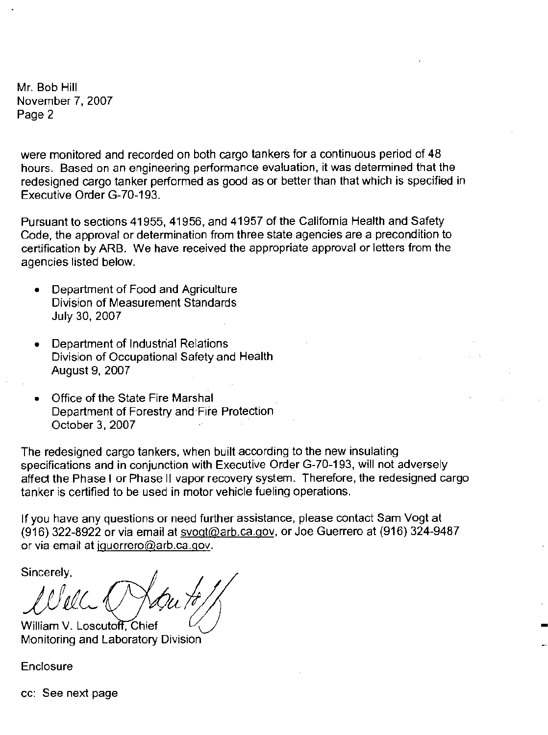Mr. Bob Hill
November 7, 2007
Page 2

were monitored and recorded on both cargo tankers for a continuous period of 48 hours. Based on an engineering performance evaluation, it was determined that the redesigned cargo tanker performed as good as or better than that which is specified in Executive Order G-70-193.

Pursuant to sections 41955, 41956, and 41957 of the California Health and Safety Code, the approval or determination from three state agencies are a precondition to certification by ARB. We have received the appropriate approval or letters from the agencies listed below.

- Department of Food and Agriculture
  Division of Measurement Standards
  July 30, 2007
- Department of Industrial Relations
  Division of Occupational Safety and Health
  August 9, 2007
- Office of the State Fire Marshal
  Department of Forestry and Fire Protection
  October 3, 2007

The redesigned cargo tankers, when built according to the new insulating specifications and in conjunction with Executive Order G-70-193, will not adversely affect the Phase I or Phase II vapor recovery system. Therefore, the redesigned cargo tanker is certified to be used in motor vehicle fueling operations.

If you have any questions or need further assistance, please contact Sam Vogt at (916) 322-8922 or via email at svogt@arb.ca.gov, or Joe Guerrero at (916) 324-9487 or via email at jguerrero@arb.ca.gov.

Sincerely,

William V. Loscutoff, Chief
Monitoring and Laboratory Division

Enclosure

cc: See next page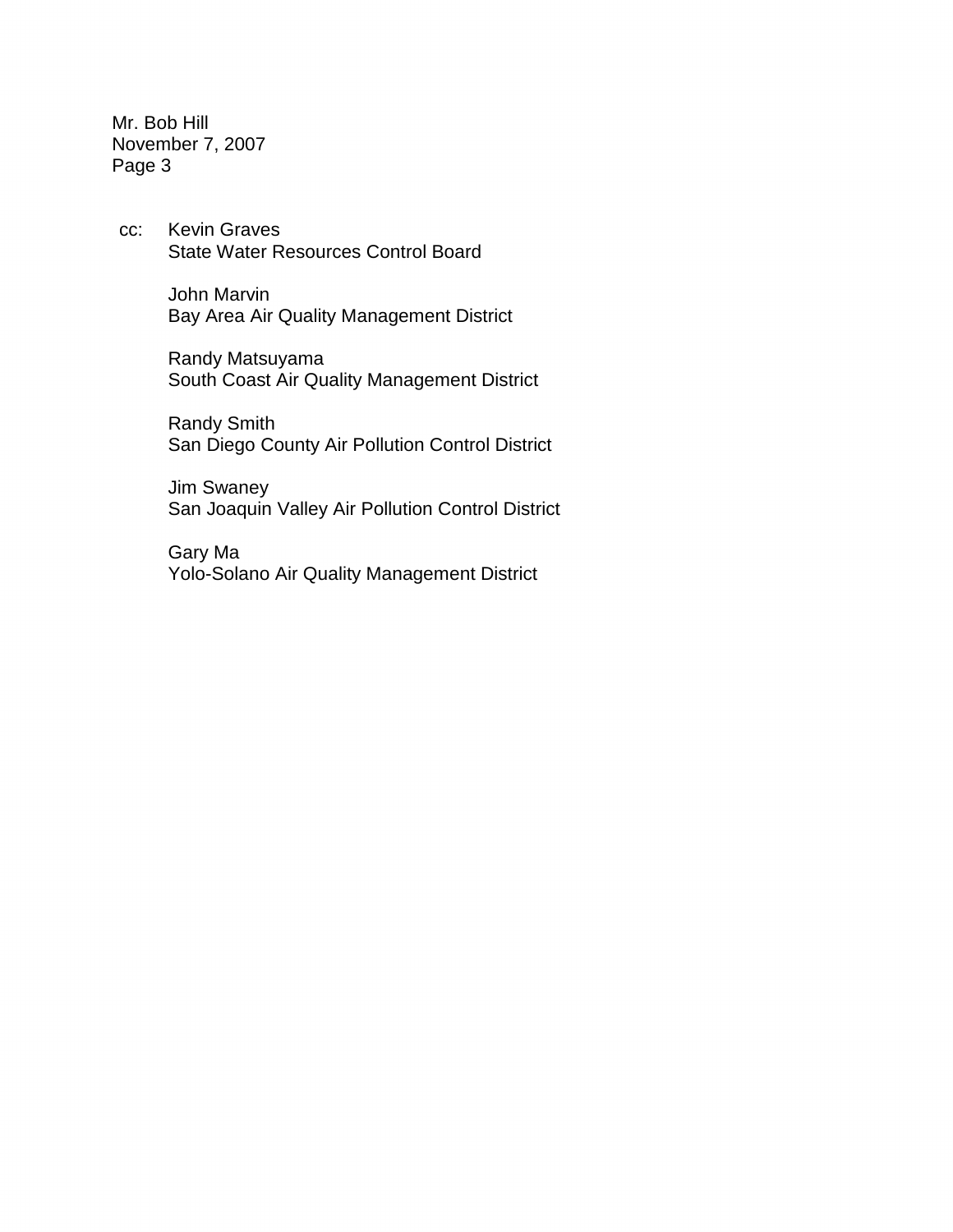cc: Kevin Graves
State Water Resources Control Board

John Marvin
Bay Area Air Quality Management District

Randy Matsuyama
South Coast Air Quality Management District

Randy Smith
San Diego County Air Pollution Control District

Jim Swaney
San Joaquin Valley Air Pollution Control District

Gary Ma
Yolo-Solano Air Quality Management District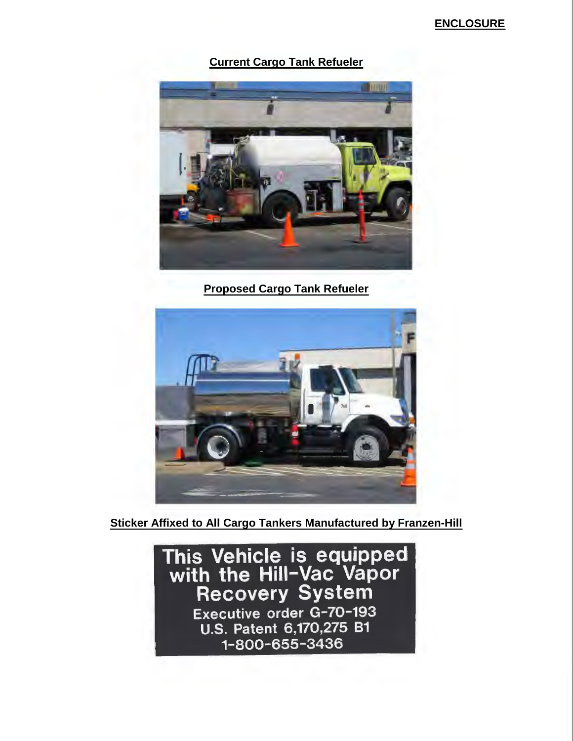**ENCLOSURE**

**Current Cargo Tank Refueler**

**Proposed Cargo Tank Refueler**

**Sticker Affixed to All Cargo Tankers Manufactured by Franzen-Hill**

This Vehicle is equipped with the Hill-Vac Vapor Recovery System
Executive order G-70-193
U.S. Patent 6,170,275 B1
1-800-655-3436